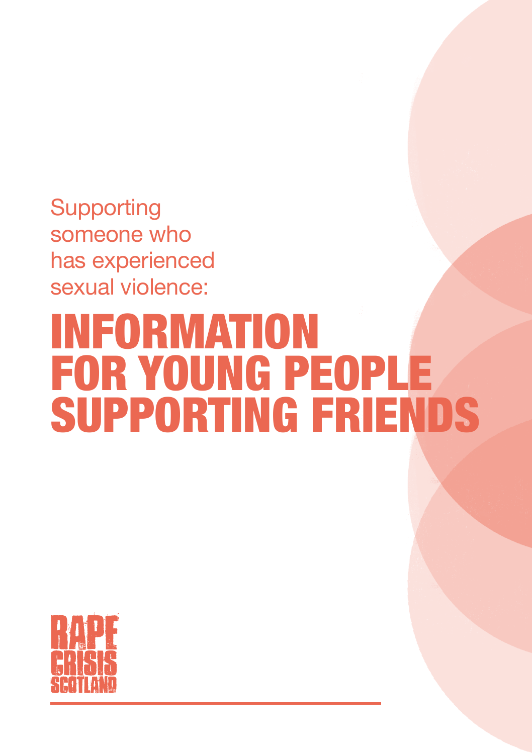Supporting someone who has experienced sexual violence:

# INFORMATION FOR YOUNG PEOPLE SUPPORTING FRIENDS

RAPE CRISIS SCOTLAND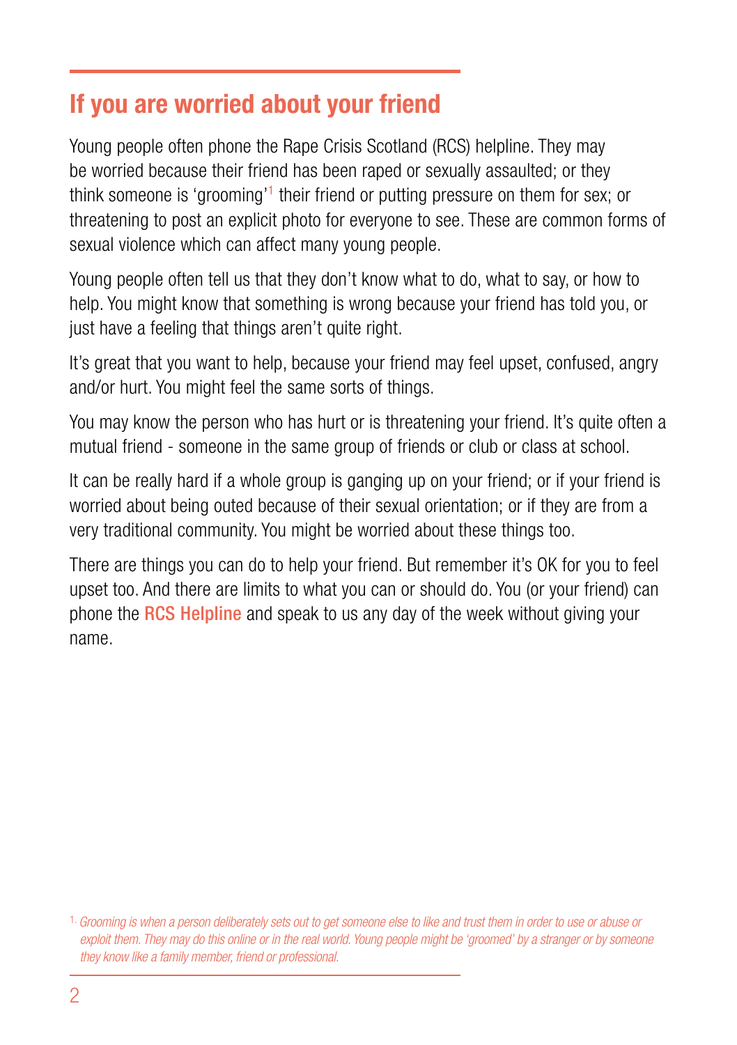## If you are worried about your friend

Young people often phone the Rape Crisis Scotland (RCS) helpline. They may be worried because their friend has been raped or sexually assaulted; or they think someone is 'grooming'[1] their friend or putting pressure on them for sex; or threatening to post an explicit photo for everyone to see. These are common forms of sexual violence which can affect many young people.

Young people often tell us that they don't know what to do, what to say, or how to help. You might know that something is wrong because your friend has told you, or just have a feeling that things aren't quite right.

It's great that you want to help, because your friend may feel upset, confused, angry and/or hurt. You might feel the same sorts of things.

You may know the person who has hurt or is threatening your friend. It's quite often a mutual friend - someone in the same group of friends or club or class at school.

It can be really hard if a whole group is ganging up on your friend; or if your friend is worried about being outed because of their sexual orientation; or if they are from a very traditional community. You might be worried about these things too.

There are things you can do to help your friend. But remember it's OK for you to feel upset too. And there are limits to what you can or should do. You (or your friend) can phone the **RCS Helpline** and speak to us any day of the week without giving your name.

---

[1] *Grooming is when a person deliberately sets out to get someone else to like and trust them in order to use or abuse or exploit them. They may do this online or in the real world. Young people might be 'groomed' by a stranger or by someone they know like a family member, friend or professional.*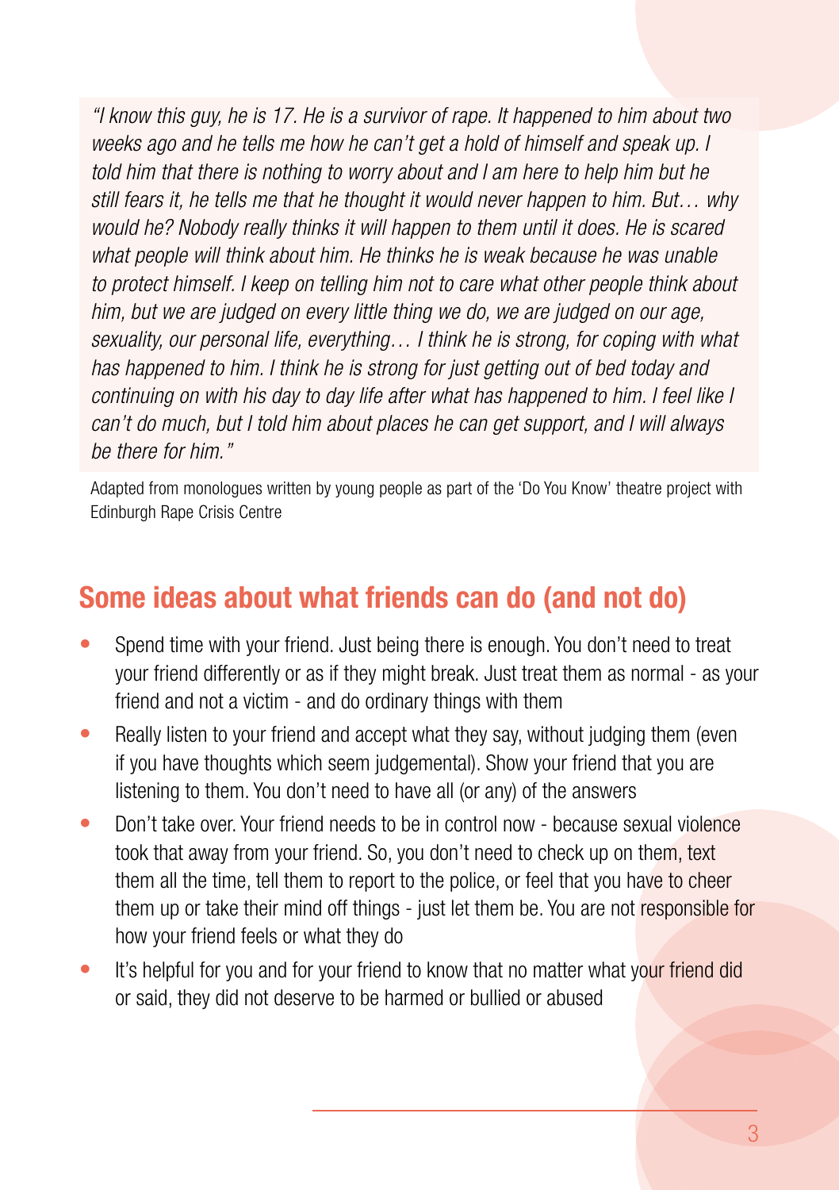*"I know this guy, he is 17. He is a survivor of rape. It happened to him about two weeks ago and he tells me how he can't get a hold of himself and speak up. I told him that there is nothing to worry about and I am here to help him but he still fears it, he tells me that he thought it would never happen to him. But… why would he? Nobody really thinks it will happen to them until it does. He is scared what people will think about him. He thinks he is weak because he was unable to protect himself. I keep on telling him not to care what other people think about him, but we are judged on every little thing we do, we are judged on our age, sexuality, our personal life, everything… I think he is strong, for coping with what has happened to him. I think he is strong for just getting out of bed today and continuing on with his day to day life after what has happened to him. I feel like I can't do much, but I told him about places he can get support, and I will always be there for him."*

Adapted from monologues written by young people as part of the 'Do You Know' theatre project with Edinburgh Rape Crisis Centre

## Some ideas about what friends can do (and not do)

- Spend time with your friend. Just being there is enough. You don't need to treat your friend differently or as if they might break. Just treat them as normal - as your friend and not a victim - and do ordinary things with them
- Really listen to your friend and accept what they say, without judging them (even if you have thoughts which seem judgemental). Show your friend that you are listening to them. You don't need to have all (or any) of the answers
- Don't take over. Your friend needs to be in control now - because sexual violence took that away from your friend. So, you don't need to check up on them, text them all the time, tell them to report to the police, or feel that you have to cheer them up or take their mind off things - just let them be. You are not responsible for how your friend feels or what they do
- It's helpful for you and for your friend to know that no matter what your friend did or said, they did not deserve to be harmed or bullied or abused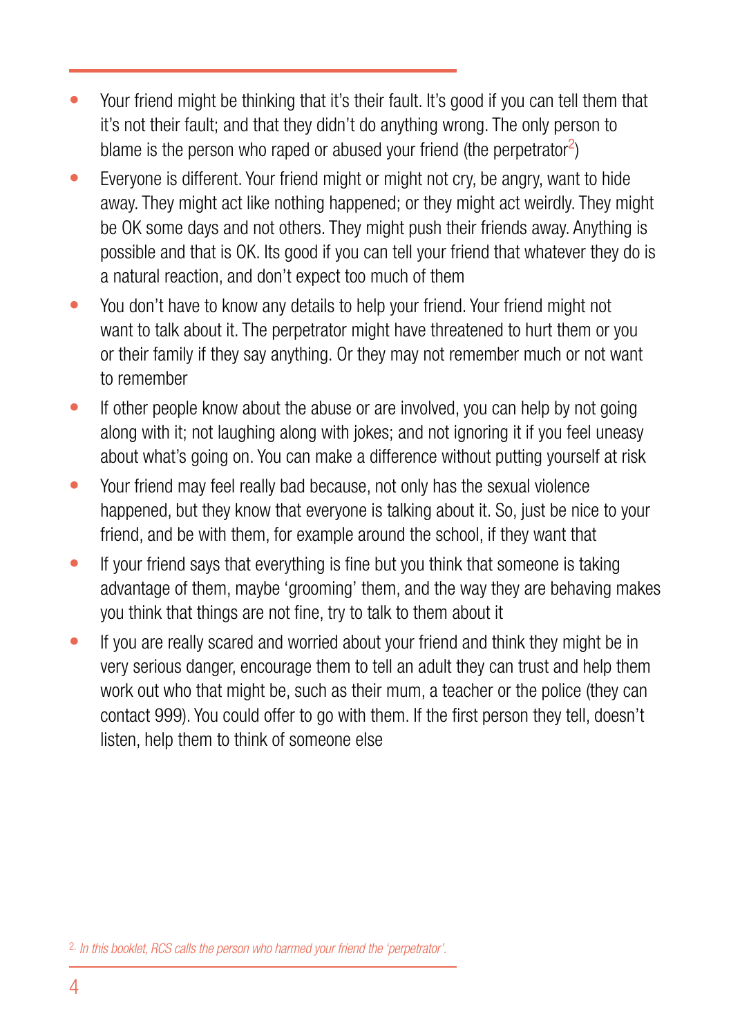- Your friend might be thinking that it's their fault. It's good if you can tell them that it's not their fault; and that they didn't do anything wrong. The only person to blame is the person who raped or abused your friend (the perpetrator[2])
- Everyone is different. Your friend might or might not cry, be angry, want to hide away. They might act like nothing happened; or they might act weirdly. They might be OK some days and not others. They might push their friends away. Anything is possible and that is OK. Its good if you can tell your friend that whatever they do is a natural reaction, and don't expect too much of them
- You don't have to know any details to help your friend. Your friend might not want to talk about it. The perpetrator might have threatened to hurt them or you or their family if they say anything. Or they may not remember much or not want to remember
- If other people know about the abuse or are involved, you can help by not going along with it; not laughing along with jokes; and not ignoring it if you feel uneasy about what's going on. You can make a difference without putting yourself at risk
- Your friend may feel really bad because, not only has the sexual violence happened, but they know that everyone is talking about it. So, just be nice to your friend, and be with them, for example around the school, if they want that
- If your friend says that everything is fine but you think that someone is taking advantage of them, maybe 'grooming' them, and the way they are behaving makes you think that things are not fine, try to talk to them about it
- If you are really scared and worried about your friend and think they might be in very serious danger, encourage them to tell an adult they can trust and help them work out who that might be, such as their mum, a teacher or the police (they can contact 999). You could offer to go with them. If the first person they tell, doesn't listen, help them to think of someone else

[2] *In this booklet, RCS calls the person who harmed your friend the 'perpetrator'.*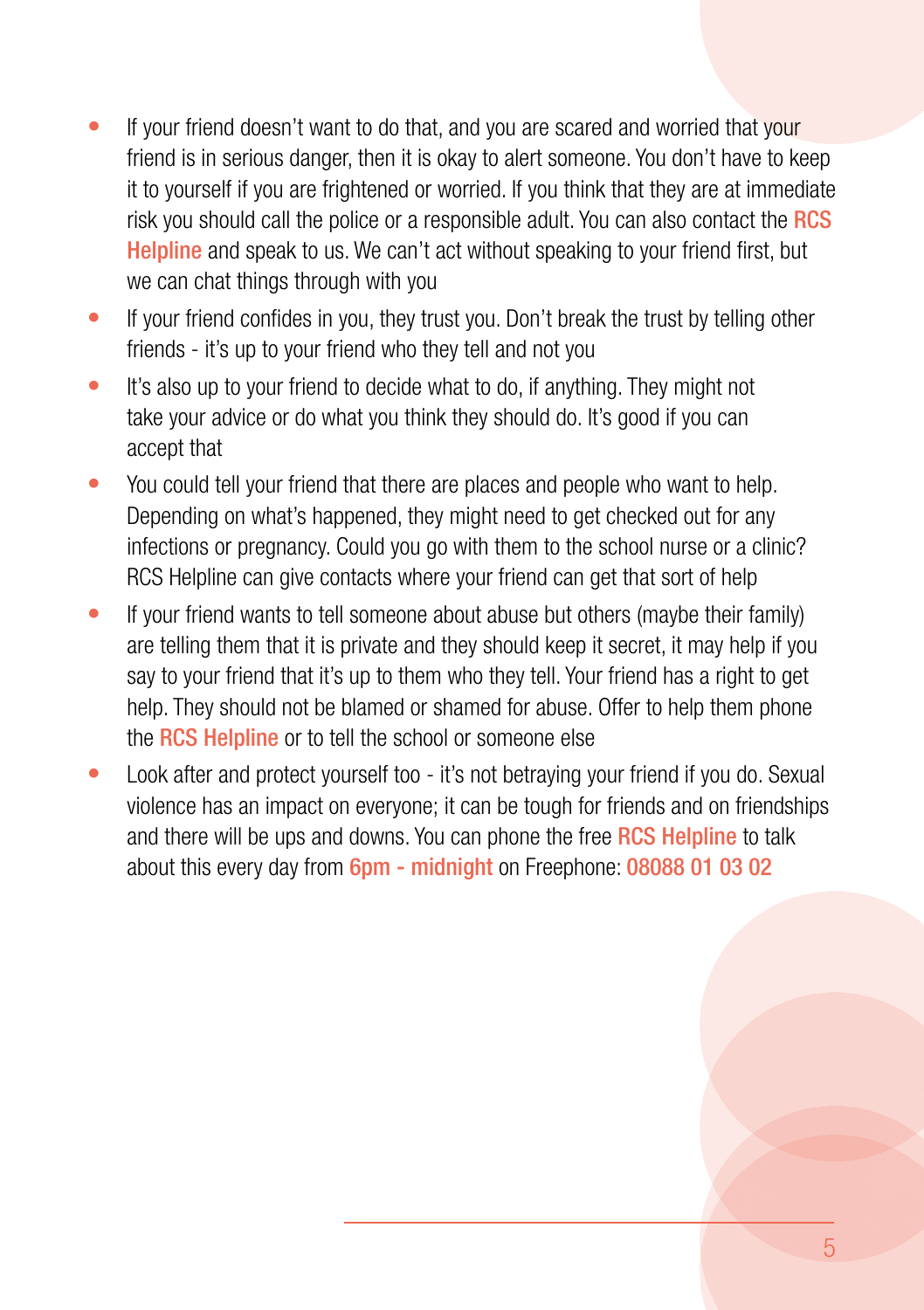- If your friend doesn't want to do that, and you are scared and worried that your friend is in serious danger, then it is okay to alert someone. You don't have to keep it to yourself if you are frightened or worried. If you think that they are at immediate risk you should call the police or a responsible adult. You can also contact the RCS Helpline and speak to us. We can't act without speaking to your friend first, but we can chat things through with you
- If your friend confides in you, they trust you. Don't break the trust by telling other friends - it's up to your friend who they tell and not you
- It's also up to your friend to decide what to do, if anything. They might not take your advice or do what you think they should do. It's good if you can accept that
- You could tell your friend that there are places and people who want to help. Depending on what's happened, they might need to get checked out for any infections or pregnancy. Could you go with them to the school nurse or a clinic? RCS Helpline can give contacts where your friend can get that sort of help
- If your friend wants to tell someone about abuse but others (maybe their family) are telling them that it is private and they should keep it secret, it may help if you say to your friend that it's up to them who they tell. Your friend has a right to get help. They should not be blamed or shamed for abuse. Offer to help them phone the RCS Helpline or to tell the school or someone else
- Look after and protect yourself too - it's not betraying your friend if you do. Sexual violence has an impact on everyone; it can be tough for friends and on friendships and there will be ups and downs. You can phone the free RCS Helpline to talk about this every day from 6pm - midnight on Freephone: 08088 01 03 02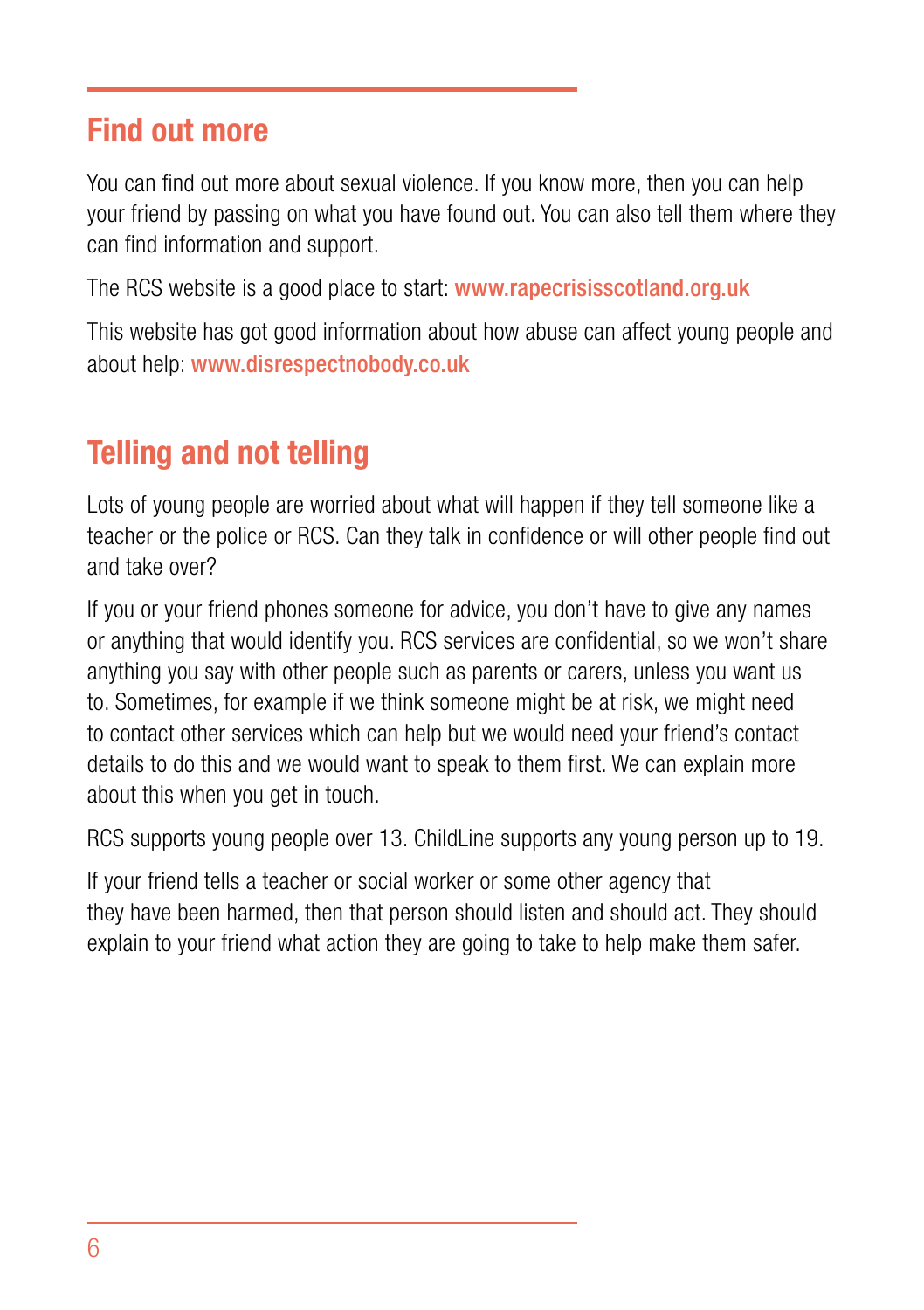## Find out more

You can find out more about sexual violence. If you know more, then you can help your friend by passing on what you have found out. You can also tell them where they can find information and support.

The RCS website is a good place to start: www.rapecrisisscotland.org.uk

This website has got good information about how abuse can affect young people and about help: www.disrespectnobody.co.uk

## Telling and not telling

Lots of young people are worried about what will happen if they tell someone like a teacher or the police or RCS. Can they talk in confidence or will other people find out and take over?

If you or your friend phones someone for advice, you don't have to give any names or anything that would identify you. RCS services are confidential, so we won't share anything you say with other people such as parents or carers, unless you want us to. Sometimes, for example if we think someone might be at risk, we might need to contact other services which can help but we would need your friend's contact details to do this and we would want to speak to them first. We can explain more about this when you get in touch.

RCS supports young people over 13. ChildLine supports any young person up to 19.

If your friend tells a teacher or social worker or some other agency that they have been harmed, then that person should listen and should act. They should explain to your friend what action they are going to take to help make them safer.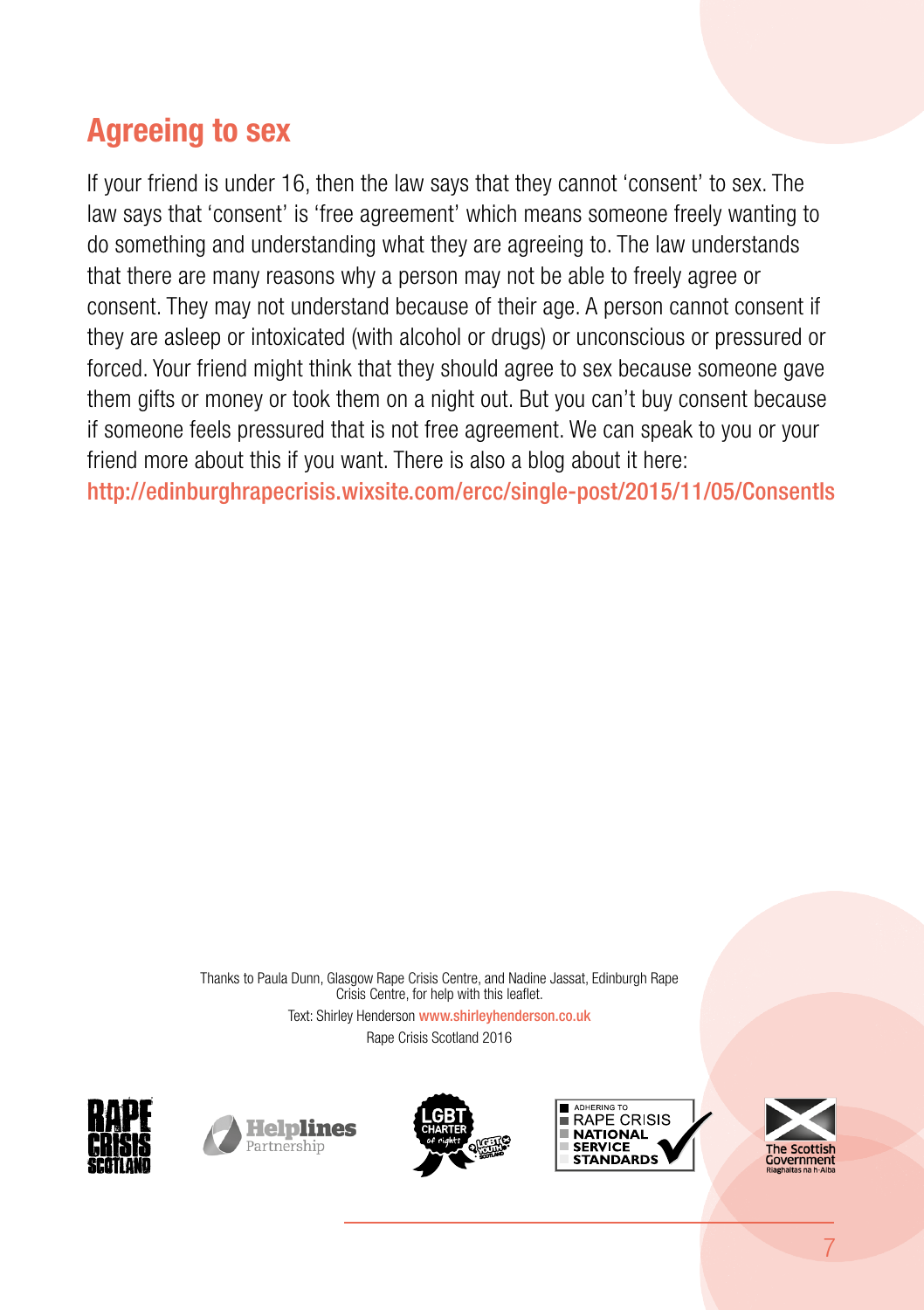## Agreeing to sex

If your friend is under 16, then the law says that they cannot 'consent' to sex. The law says that 'consent' is 'free agreement' which means someone freely wanting to do something and understanding what they are agreeing to. The law understands that there are many reasons why a person may not be able to freely agree or consent. They may not understand because of their age. A person cannot consent if they are asleep or intoxicated (with alcohol or drugs) or unconscious or pressured or forced. Your friend might think that they should agree to sex because someone gave them gifts or money or took them on a night out. But you can't buy consent because if someone feels pressured that is not free agreement. We can speak to you or your friend more about this if you want. There is also a blog about it here: http://edinburghrapecrisis.wixsite.com/ercc/single-post/2015/11/05/ConsentIs

Thanks to Paula Dunn, Glasgow Rape Crisis Centre, and Nadine Jassat, Edinburgh Rape Crisis Centre, for help with this leaflet.

Text: Shirley Henderson www.shirleyhenderson.co.uk

Rape Crisis Scotland 2016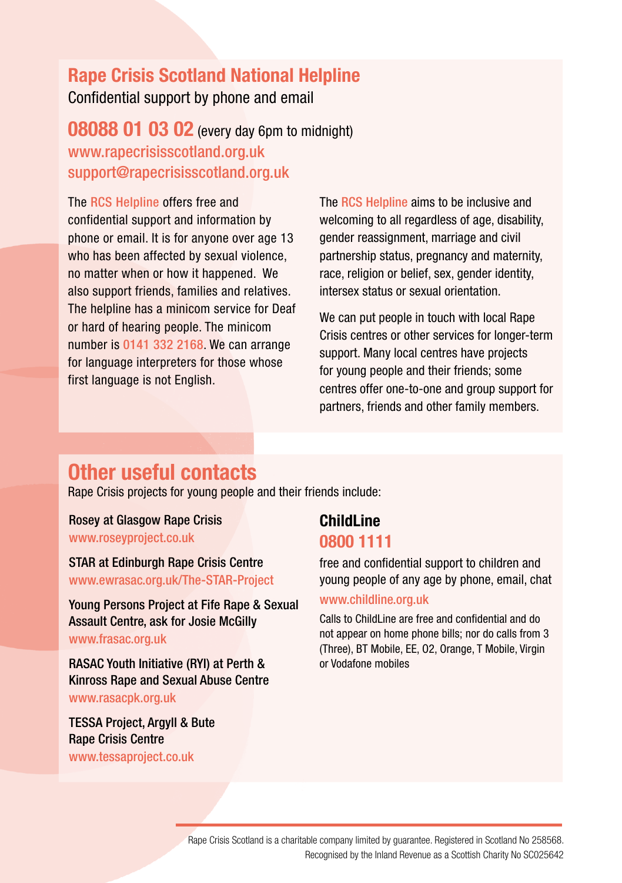## Rape Crisis Scotland National Helpline

Confidential support by phone and email

**08088 01 03 02** (every day 6pm to midnight)
www.rapecrisisscotland.org.uk
support@rapecrisisscotland.org.uk

The RCS Helpline offers free and confidential support and information by phone or email. It is for anyone over age 13 who has been affected by sexual violence, no matter when or how it happened. We also support friends, families and relatives. The helpline has a minicom service for Deaf or hard of hearing people. The minicom number is 0141 332 2168. We can arrange for language interpreters for those whose first language is not English.

The RCS Helpline aims to be inclusive and welcoming to all regardless of age, disability, gender reassignment, marriage and civil partnership status, pregnancy and maternity, race, religion or belief, sex, gender identity, intersex status or sexual orientation.

We can put people in touch with local Rape Crisis centres or other services for longer-term support. Many local centres have projects for young people and their friends; some centres offer one-to-one and group support for partners, friends and other family members.

## Other useful contacts

Rape Crisis projects for young people and their friends include:

Rosey at Glasgow Rape Crisis
www.roseyproject.co.uk

STAR at Edinburgh Rape Crisis Centre
www.ewrasac.org.uk/The-STAR-Project

Young Persons Project at Fife Rape & Sexual Assault Centre, ask for Josie McGilly
www.frasac.org.uk

RASAC Youth Initiative (RYI) at Perth & Kinross Rape and Sexual Abuse Centre
www.rasacpk.org.uk

TESSA Project, Argyll & Bute Rape Crisis Centre
www.tessaproject.co.uk

### ChildLine

**0800 1111**

free and confidential support to children and young people of any age by phone, email, chat

www.childline.org.uk

Calls to ChildLine are free and confidential and do not appear on home phone bills; nor do calls from 3 (Three), BT Mobile, EE, O2, Orange, T Mobile, Virgin or Vodafone mobiles

Rape Crisis Scotland is a charitable company limited by guarantee. Registered in Scotland No 258568.
Recognised by the Inland Revenue as a Scottish Charity No SC025642